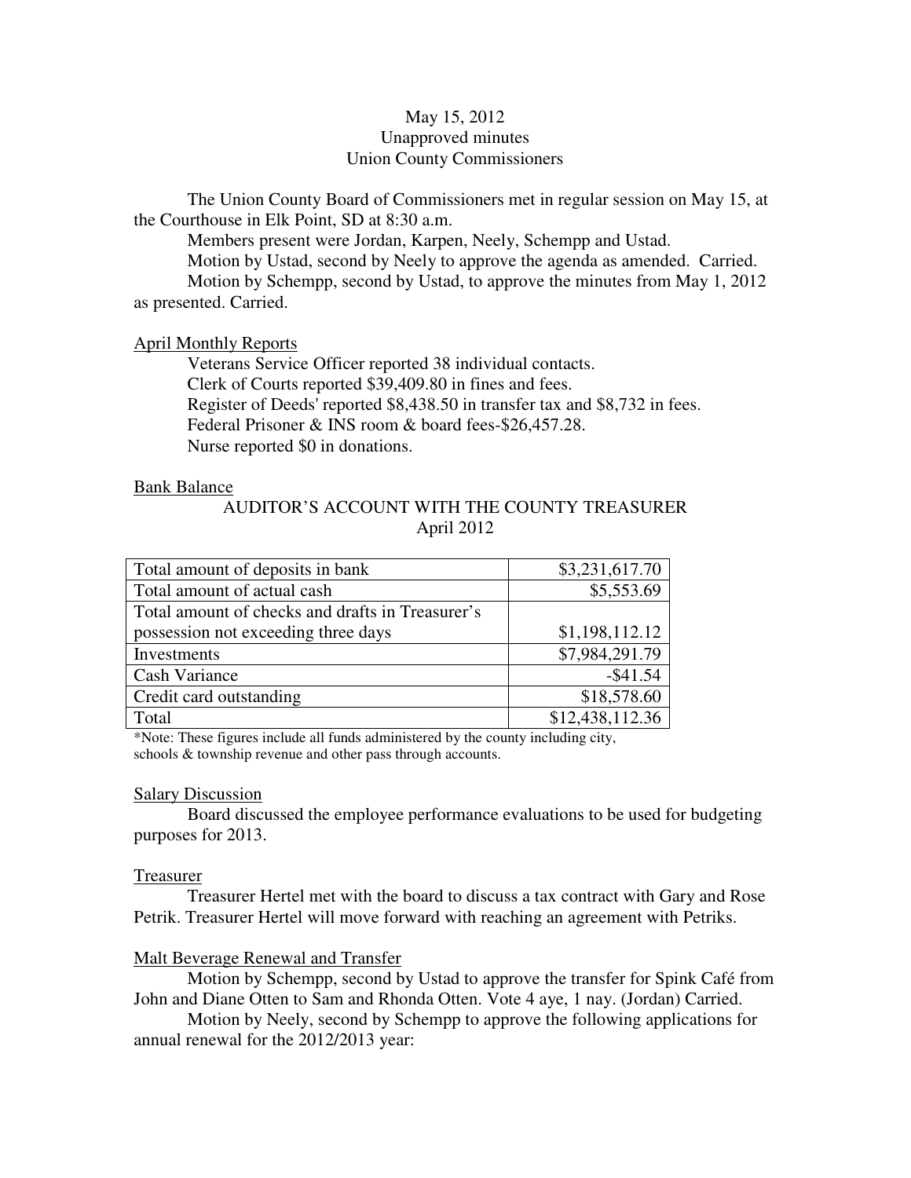May 15, 2012
Unapproved minutes
Union County Commissioners

The Union County Board of Commissioners met in regular session on May 15, at the Courthouse in Elk Point, SD at 8:30 a.m.

Members present were Jordan, Karpen, Neely, Schempp and Ustad.

Motion by Ustad, second by Neely to approve the agenda as amended. Carried.

Motion by Schempp, second by Ustad, to approve the minutes from May 1, 2012 as presented. Carried.

April Monthly Reports

Veterans Service Officer reported 38 individual contacts.
Clerk of Courts reported $39,409.80 in fines and fees.
Register of Deeds' reported $8,438.50 in transfer tax and $8,732 in fees.
Federal Prisoner & INS room & board fees-$26,457.28.
Nurse reported $0 in donations.

Bank Balance

AUDITOR'S ACCOUNT WITH THE COUNTY TREASURER
April 2012

| | |
|---|---:|
| Total amount of deposits in bank | $3,231,617.70 |
| Total amount of actual cash | $5,553.69 |
| Total amount of checks and drafts in Treasurer's possession not exceeding three days | $1,198,112.12 |
| Investments | $7,984,291.79 |
| Cash Variance | -$41.54 |
| Credit card outstanding | $18,578.60 |
| Total | $12,438,112.36 |

*Note: These figures include all funds administered by the county including city, schools & township revenue and other pass through accounts.

Salary Discussion

Board discussed the employee performance evaluations to be used for budgeting purposes for 2013.

Treasurer

Treasurer Hertel met with the board to discuss a tax contract with Gary and Rose Petrik. Treasurer Hertel will move forward with reaching an agreement with Petriks.

Malt Beverage Renewal and Transfer

Motion by Schempp, second by Ustad to approve the transfer for Spink Café from John and Diane Otten to Sam and Rhonda Otten. Vote 4 aye, 1 nay. (Jordan) Carried.

Motion by Neely, second by Schempp to approve the following applications for annual renewal for the 2012/2013 year: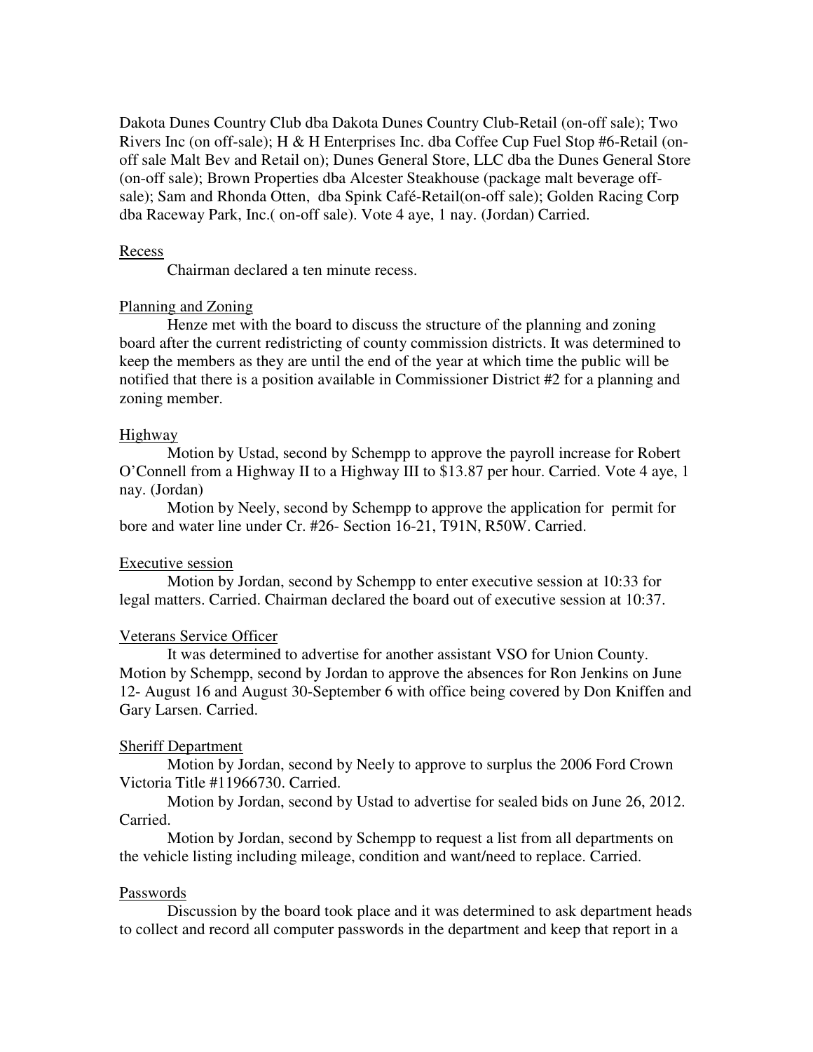Dakota Dunes Country Club dba Dakota Dunes Country Club-Retail (on-off sale); Two Rivers Inc (on off-sale); H & H Enterprises Inc. dba Coffee Cup Fuel Stop #6-Retail (on-off sale Malt Bev and Retail on); Dunes General Store, LLC dba the Dunes General Store (on-off sale); Brown Properties dba Alcester Steakhouse (package malt beverage off-sale); Sam and Rhonda Otten, dba Spink Café-Retail(on-off sale); Golden Racing Corp dba Raceway Park, Inc.( on-off sale). Vote 4 aye, 1 nay. (Jordan) Carried.

Recess

Chairman declared a ten minute recess.

Planning and Zoning

Henze met with the board to discuss the structure of the planning and zoning board after the current redistricting of county commission districts. It was determined to keep the members as they are until the end of the year at which time the public will be notified that there is a position available in Commissioner District #2 for a planning and zoning member.

Highway

Motion by Ustad, second by Schempp to approve the payroll increase for Robert O'Connell from a Highway II to a Highway III to $13.87 per hour. Carried. Vote 4 aye, 1 nay. (Jordan)

Motion by Neely, second by Schempp to approve the application for permit for bore and water line under Cr. #26- Section 16-21, T91N, R50W. Carried.

Executive session

Motion by Jordan, second by Schempp to enter executive session at 10:33 for legal matters. Carried. Chairman declared the board out of executive session at 10:37.

Veterans Service Officer

It was determined to advertise for another assistant VSO for Union County. Motion by Schempp, second by Jordan to approve the absences for Ron Jenkins on June 12- August 16 and August 30-September 6 with office being covered by Don Kniffen and Gary Larsen. Carried.

Sheriff Department

Motion by Jordan, second by Neely to approve to surplus the 2006 Ford Crown Victoria Title #11966730. Carried.

Motion by Jordan, second by Ustad to advertise for sealed bids on June 26, 2012. Carried.

Motion by Jordan, second by Schempp to request a list from all departments on the vehicle listing including mileage, condition and want/need to replace. Carried.

Passwords

Discussion by the board took place and it was determined to ask department heads to collect and record all computer passwords in the department and keep that report in a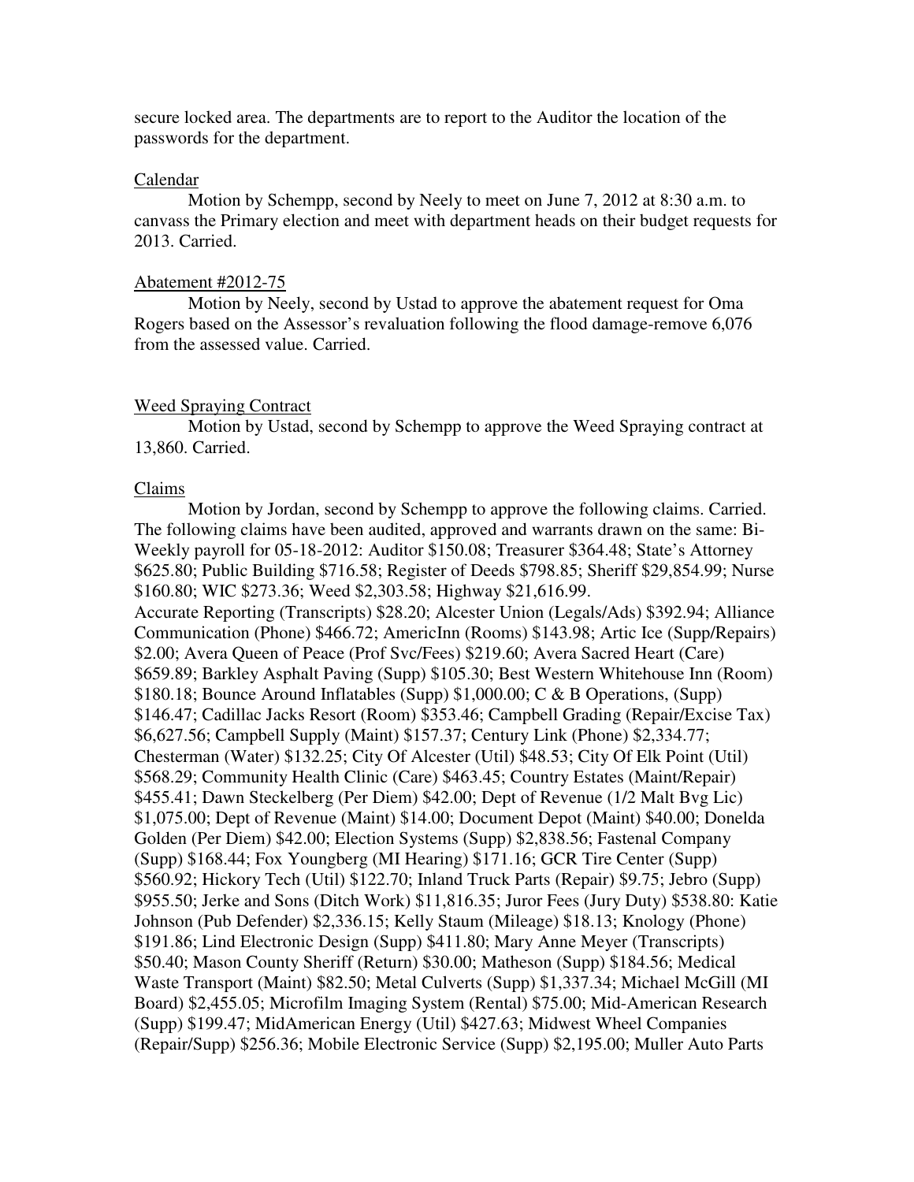secure locked area. The departments are to report to the Auditor the location of the passwords for the department.

Calendar

Motion by Schempp, second by Neely to meet on June 7, 2012 at 8:30 a.m. to canvass the Primary election and meet with department heads on their budget requests for 2013. Carried.

Abatement #2012-75

Motion by Neely, second by Ustad to approve the abatement request for Oma Rogers based on the Assessor's revaluation following the flood damage-remove 6,076 from the assessed value. Carried.

Weed Spraying Contract

Motion by Ustad, second by Schempp to approve the Weed Spraying contract at 13,860. Carried.

Claims

Motion by Jordan, second by Schempp to approve the following claims. Carried. The following claims have been audited, approved and warrants drawn on the same: Bi-Weekly payroll for 05-18-2012: Auditor $150.08; Treasurer $364.48; State's Attorney $625.80; Public Building $716.58; Register of Deeds $798.85; Sheriff $29,854.99; Nurse $160.80; WIC $273.36; Weed $2,303.58; Highway $21,616.99.
Accurate Reporting (Transcripts) $28.20; Alcester Union (Legals/Ads) $392.94; Alliance Communication (Phone) $466.72; AmericInn (Rooms) $143.98; Artic Ice (Supp/Repairs) $2.00; Avera Queen of Peace (Prof Svc/Fees) $219.60; Avera Sacred Heart (Care) $659.89; Barkley Asphalt Paving (Supp) $105.30; Best Western Whitehouse Inn (Room) $180.18; Bounce Around Inflatables (Supp) $1,000.00; C & B Operations, (Supp) $146.47; Cadillac Jacks Resort (Room) $353.46; Campbell Grading (Repair/Excise Tax) $6,627.56; Campbell Supply (Maint) $157.37; Century Link (Phone) $2,334.77; Chesterman (Water) $132.25; City Of Alcester (Util) $48.53; City Of Elk Point (Util) $568.29; Community Health Clinic (Care) $463.45; Country Estates (Maint/Repair) $455.41; Dawn Steckelberg (Per Diem) $42.00; Dept of Revenue (1/2 Malt Bvg Lic) $1,075.00; Dept of Revenue (Maint) $14.00; Document Depot (Maint) $40.00; Donelda Golden (Per Diem) $42.00; Election Systems (Supp) $2,838.56; Fastenal Company (Supp) $168.44; Fox Youngberg (MI Hearing) $171.16; GCR Tire Center (Supp) $560.92; Hickory Tech (Util) $122.70; Inland Truck Parts (Repair) $9.75; Jebro (Supp) $955.50; Jerke and Sons (Ditch Work) $11,816.35; Juror Fees (Jury Duty) $538.80: Katie Johnson (Pub Defender) $2,336.15; Kelly Staum (Mileage) $18.13; Knology (Phone) $191.86; Lind Electronic Design (Supp) $411.80; Mary Anne Meyer (Transcripts) $50.40; Mason County Sheriff (Return) $30.00; Matheson (Supp) $184.56; Medical Waste Transport (Maint) $82.50; Metal Culverts (Supp) $1,337.34; Michael McGill (MI Board) $2,455.05; Microfilm Imaging System (Rental) $75.00; Mid-American Research (Supp) $199.47; MidAmerican Energy (Util) $427.63; Midwest Wheel Companies (Repair/Supp) $256.36; Mobile Electronic Service (Supp) $2,195.00; Muller Auto Parts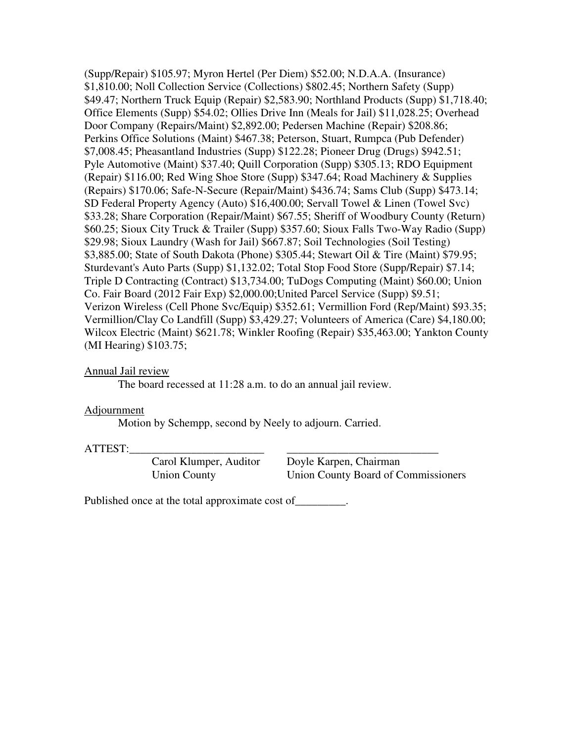(Supp/Repair) $105.97; Myron Hertel (Per Diem) $52.00; N.D.A.A. (Insurance) $1,810.00; Noll Collection Service (Collections) $802.45; Northern Safety (Supp) $49.47; Northern Truck Equip (Repair) $2,583.90; Northland Products (Supp) $1,718.40; Office Elements (Supp) $54.02; Ollies Drive Inn (Meals for Jail) $11,028.25; Overhead Door Company (Repairs/Maint) $2,892.00; Pedersen Machine (Repair) $208.86; Perkins Office Solutions (Maint) $467.38; Peterson, Stuart, Rumpca (Pub Defender) $7,008.45; Pheasantland Industries (Supp) $122.28; Pioneer Drug (Drugs) $942.51; Pyle Automotive (Maint) $37.40; Quill Corporation (Supp) $305.13; RDO Equipment (Repair) $116.00; Red Wing Shoe Store (Supp) $347.64; Road Machinery & Supplies (Repairs) $170.06; Safe-N-Secure (Repair/Maint) $436.74; Sams Club (Supp) $473.14; SD Federal Property Agency (Auto) $16,400.00; Servall Towel & Linen (Towel Svc) $33.28; Share Corporation (Repair/Maint) $67.55; Sheriff of Woodbury County (Return) $60.25; Sioux City Truck & Trailer (Supp) $357.60; Sioux Falls Two-Way Radio (Supp) $29.98; Sioux Laundry (Wash for Jail) $667.87; Soil Technologies (Soil Testing) $3,885.00; State of South Dakota (Phone) $305.44; Stewart Oil & Tire (Maint) $79.95; Sturdevant's Auto Parts (Supp) $1,132.02; Total Stop Food Store (Supp/Repair) $7.14; Triple D Contracting (Contract) $13,734.00; TuDogs Computing (Maint) $60.00; Union Co. Fair Board (2012 Fair Exp) $2,000.00;United Parcel Service (Supp) $9.51; Verizon Wireless (Cell Phone Svc/Equip) $352.61; Vermillion Ford (Rep/Maint) $93.35; Vermillion/Clay Co Landfill (Supp) $3,429.27; Volunteers of America (Care) $4,180.00; Wilcox Electric (Maint) $621.78; Winkler Roofing (Repair) $35,463.00; Yankton County (MI Hearing) $103.75;

Annual Jail review

The board recessed at 11:28 a.m. to do an annual jail review.

Adjournment

Motion by Schempp, second by Neely to adjourn. Carried.

ATTEST:________________________ ___________________________

Carol Klumper, Auditor    Doyle Karpen, Chairman
Union County    Union County Board of Commissioners

Published once at the total approximate cost of_________.